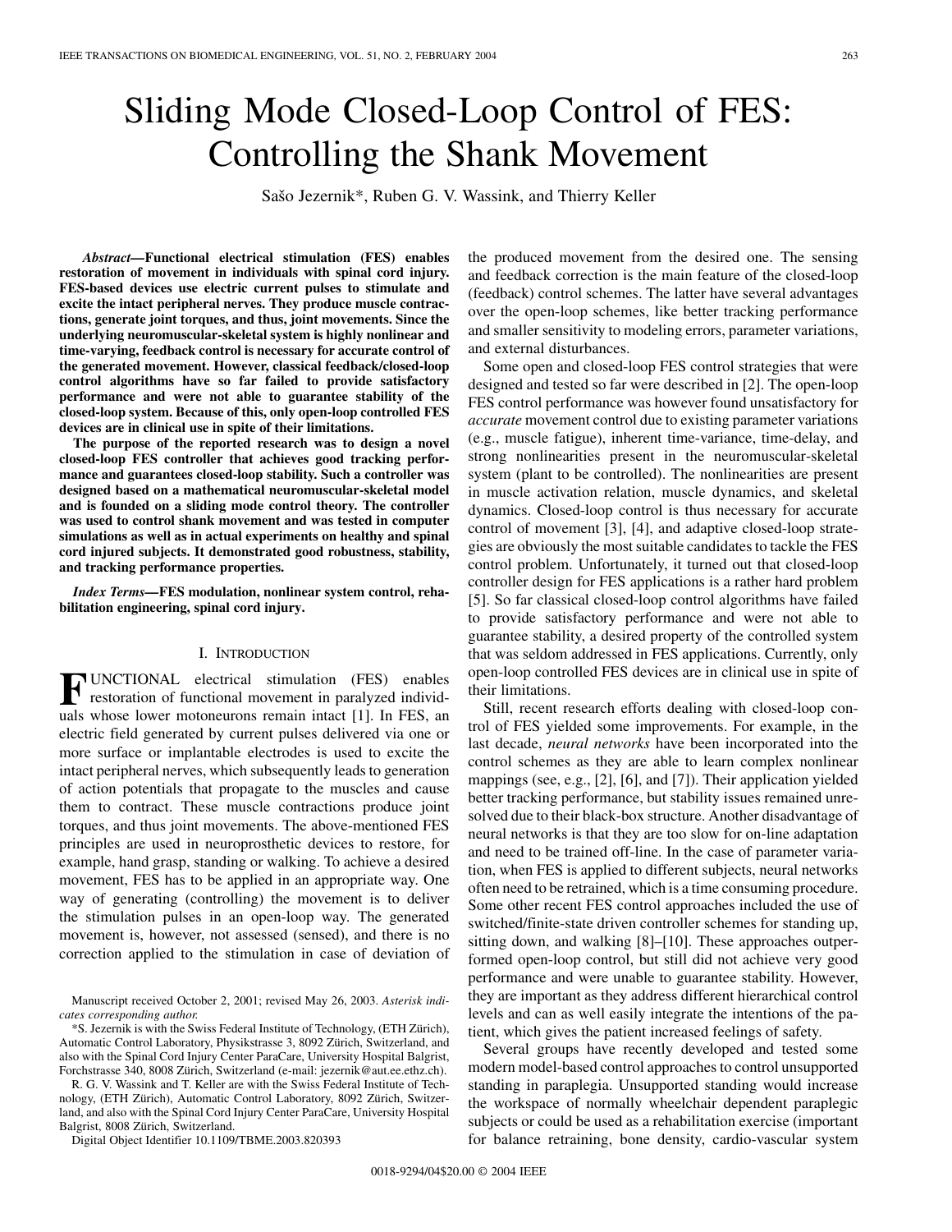# Sliding Mode Closed-Loop Control of FES: Controlling the Shank Movement

Sašo Jezernik*, Ruben G. V. Wassink, and Thierry Keller

***Abstract*—Functional electrical stimulation (FES) enables restoration of movement in individuals with spinal cord injury. FES-based devices use electric current pulses to stimulate and excite the intact peripheral nerves. They produce muscle contractions, generate joint torques, and thus, joint movements. Since the underlying neuromuscular-skeletal system is highly nonlinear and time-varying, feedback control is necessary for accurate control of the generated movement. However, classical feedback/closed-loop control algorithms have so far failed to provide satisfactory performance and were not able to guarantee stability of the closed-loop system. Because of this, only open-loop controlled FES devices are in clinical use in spite of their limitations.**

**The purpose of the reported research was to design a novel closed-loop FES controller that achieves good tracking performance and guarantees closed-loop stability. Such a controller was designed based on a mathematical neuromuscular-skeletal model and is founded on a sliding mode control theory. The controller was used to control shank movement and was tested in computer simulations as well as in actual experiments on healthy and spinal cord injured subjects. It demonstrated good robustness, stability, and tracking performance properties.**

***Index Terms*—FES modulation, nonlinear system control, rehabilitation engineering, spinal cord injury.**

## I. Introduction

Functional electrical stimulation (FES) enables restoration of functional movement in paralyzed individuals whose lower motoneurons remain intact [1]. In FES, an electric field generated by current pulses delivered via one or more surface or implantable electrodes is used to excite the intact peripheral nerves, which subsequently leads to generation of action potentials that propagate to the muscles and cause them to contract. These muscle contractions produce joint torques, and thus joint movements. The above-mentioned FES principles are used in neuroprosthetic devices to restore, for example, hand grasp, standing or walking. To achieve a desired movement, FES has to be applied in an appropriate way. One way of generating (controlling) the movement is to deliver the stimulation pulses in an open-loop way. The generated movement is, however, not assessed (sensed), and there is no correction applied to the stimulation in case of deviation of the produced movement from the desired one. The sensing and feedback correction is the main feature of the closed-loop (feedback) control schemes. The latter have several advantages over the open-loop schemes, like better tracking performance and smaller sensitivity to modeling errors, parameter variations, and external disturbances.

Some open and closed-loop FES control strategies that were designed and tested so far were described in [2]. The open-loop FES control performance was however found unsatisfactory for *accurate* movement control due to existing parameter variations (e.g., muscle fatigue), inherent time-variance, time-delay, and strong nonlinearities present in the neuromuscular-skeletal system (plant to be controlled). The nonlinearities are present in muscle activation relation, muscle dynamics, and skeletal dynamics. Closed-loop control is thus necessary for accurate control of movement [3], [4], and adaptive closed-loop strategies are obviously the most suitable candidates to tackle the FES control problem. Unfortunately, it turned out that closed-loop controller design for FES applications is a rather hard problem [5]. So far classical closed-loop control algorithms have failed to provide satisfactory performance and were not able to guarantee stability, a desired property of the controlled system that was seldom addressed in FES applications. Currently, only open-loop controlled FES devices are in clinical use in spite of their limitations.

Still, recent research efforts dealing with closed-loop control of FES yielded some improvements. For example, in the last decade, *neural networks* have been incorporated into the control schemes as they are able to learn complex nonlinear mappings (see, e.g., [2], [6], and [7]). Their application yielded better tracking performance, but stability issues remained unresolved due to their black-box structure. Another disadvantage of neural networks is that they are too slow for on-line adaptation and need to be trained off-line. In the case of parameter variation, when FES is applied to different subjects, neural networks often need to be retrained, which is a time consuming procedure. Some other recent FES control approaches included the use of switched/finite-state driven controller schemes for standing up, sitting down, and walking [8]–[10]. These approaches outperformed open-loop control, but still did not achieve very good performance and were unable to guarantee stability. However, they are important as they address different hierarchical control levels and can as well easily integrate the intentions of the patient, which gives the patient increased feelings of safety.

Several groups have recently developed and tested some modern model-based control approaches to control unsupported standing in paraplegia. Unsupported standing would increase the workspace of normally wheelchair dependent paraplegic subjects or could be used as a rehabilitation exercise (important for balance retraining, bone density, cardio-vascular system

Manuscript received October 2, 2001; revised May 26, 2003. *Asterisk indicates corresponding author.*

*S. Jezernik is with the Swiss Federal Institute of Technology, (ETH Zürich), Automatic Control Laboratory, Physikstrasse 3, 8092 Zürich, Switzerland, and also with the Spinal Cord Injury Center ParaCare, University Hospital Balgrist, Forchstrasse 340, 8008 Zürich, Switzerland (e-mail: jezernik@aut.ee.ethz.ch).

R. G. V. Wassink and T. Keller are with the Swiss Federal Institute of Technology, (ETH Zürich), Automatic Control Laboratory, 8092 Zürich, Switzerland, and also with the Spinal Cord Injury Center ParaCare, University Hospital Balgrist, 8008 Zürich, Switzerland.

Digital Object Identifier 10.1109/TBME.2003.820393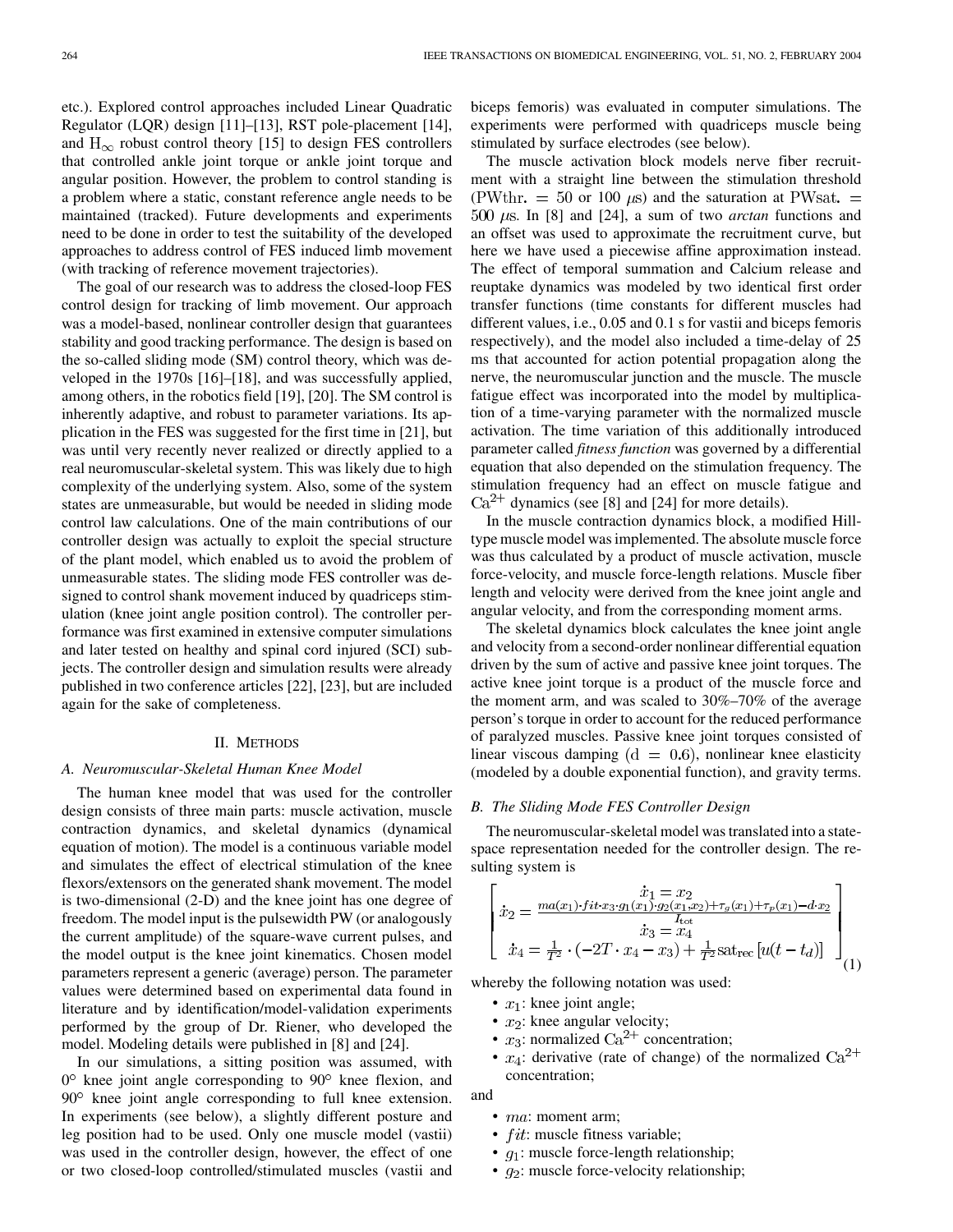etc.). Explored control approaches included Linear Quadratic Regulator (LQR) design [11]–[13], RST pole-placement [14], and $H_\infty$ robust control theory [15] to design FES controllers that controlled ankle joint torque or ankle joint torque and angular position. However, the problem to control standing is a problem where a static, constant reference angle needs to be maintained (tracked). Future developments and experiments need to be done in order to test the suitability of the developed approaches to address control of FES induced limb movement (with tracking of reference movement trajectories).

The goal of our research was to address the closed-loop FES control design for tracking of limb movement. Our approach was a model-based, nonlinear controller design that guarantees stability and good tracking performance. The design is based on the so-called sliding mode (SM) control theory, which was developed in the 1970s [16]–[18], and was successfully applied, among others, in the robotics field [19], [20]. The SM control is inherently adaptive, and robust to parameter variations. Its application in the FES was suggested for the first time in [21], but was until very recently never realized or directly applied to a real neuromuscular-skeletal system. This was likely due to high complexity of the underlying system. Also, some of the system states are unmeasurable, but would be needed in sliding mode control law calculations. One of the main contributions of our controller design was actually to exploit the special structure of the plant model, which enabled us to avoid the problem of unmeasurable states. The sliding mode FES controller was designed to control shank movement induced by quadriceps stimulation (knee joint angle position control). The controller performance was first examined in extensive computer simulations and later tested on healthy and spinal cord injured (SCI) subjects. The controller design and simulation results were already published in two conference articles [22], [23], but are included again for the sake of completeness.

## II. Methods

### A. Neuromuscular-Skeletal Human Knee Model

The human knee model that was used for the controller design consists of three main parts: muscle activation, muscle contraction dynamics, and skeletal dynamics (dynamical equation of motion). The model is a continuous variable model and simulates the effect of electrical stimulation of the knee flexors/extensors on the generated shank movement. The model is two-dimensional (2-D) and the knee joint has one degree of freedom. The model input is the pulsewidth PW (or analogously the current amplitude) of the square-wave current pulses, and the model output is the knee joint kinematics. Chosen model parameters represent a generic (average) person. The parameter values were determined based on experimental data found in literature and by identification/model-validation experiments performed by the group of Dr. Riener, who developed the model. Modeling details were published in [8] and [24].

In our simulations, a sitting position was assumed, with 0° knee joint angle corresponding to 90° knee flexion, and 90° knee joint angle corresponding to full knee extension. In experiments (see below), a slightly different posture and leg position had to be used. Only one muscle model (vastii) was used in the controller design, however, the effect of one or two closed-loop controlled/stimulated muscles (vastii and biceps femoris) was evaluated in computer simulations. The experiments were performed with quadriceps muscle being stimulated by surface electrodes (see below).

The muscle activation block models nerve fiber recruitment with a straight line between the stimulation threshold ($\mathrm{PWthr.} = 50$ or $100\ \mu$s) and the saturation at $\mathrm{PWsat.} = 500\ \mu$s. In [8] and [24], a sum of two *arctan* functions and an offset was used to approximate the recruitment curve, but here we have used a piecewise affine approximation instead. The effect of temporal summation and Calcium release and reuptake dynamics was modeled by two identical first order transfer functions (time constants for different muscles had different values, i.e., 0.05 and 0.1 s for vastii and biceps femoris respectively), and the model also included a time-delay of 25 ms that accounted for action potential propagation along the nerve, the neuromuscular junction and the muscle. The muscle fatigue effect was incorporated into the model by multiplication of a time-varying parameter with the normalized muscle activation. The time variation of this additionally introduced parameter called *fitness function* was governed by a differential equation that also depended on the stimulation frequency. The stimulation frequency had an effect on muscle fatigue and $Ca^{2+}$ dynamics (see [8] and [24] for more details).

In the muscle contraction dynamics block, a modified Hill-type muscle model was implemented. The absolute muscle force was thus calculated by a product of muscle activation, muscle force-velocity, and muscle force-length relations. Muscle fiber length and velocity were derived from the knee joint angle and angular velocity, and from the corresponding moment arms.

The skeletal dynamics block calculates the knee joint angle and velocity from a second-order nonlinear differential equation driven by the sum of active and passive knee joint torques. The active knee joint torque is a product of the muscle force and the moment arm, and was scaled to 30%–70% of the average person's torque in order to account for the reduced performance of paralyzed muscles. Passive knee joint torques consisted of linear viscous damping ($\mathrm{d} = 0.6$), nonlinear knee elasticity (modeled by a double exponential function), and gravity terms.

### B. The Sliding Mode FES Controller Design

The neuromuscular-skeletal model was translated into a state-space representation needed for the controller design. The resulting system is

$$\begin{bmatrix} \dot{x}_1 = x_2 \\ \dot{x}_2 = \frac{ma(x_1)\cdot fit \cdot x_3 \cdot g_1(x_1)\cdot g_2(x_1,x_2) + \tau_g(x_1) + \tau_p(x_1) - d\cdot x_2}{I_{\mathrm{tot}}} \\ \dot{x}_3 = x_4 \\ \dot{x}_4 = \frac{1}{T^2}\cdot(-2T\cdot x_4 - x_3) + \frac{1}{T^2}\mathrm{sat}_{\mathrm{rec}}\left[u(t-t_d)\right] \end{bmatrix} \tag{1}$$

whereby the following notation was used:

- $x_1$: knee joint angle;
- $x_2$: knee angular velocity;
- $x_3$: normalized $Ca^{2+}$ concentration;
- $x_4$: derivative (rate of change) of the normalized $Ca^{2+}$ concentration;

and

- $ma$: moment arm;
- $fit$: muscle fitness variable;
- $g_1$: muscle force-length relationship;
- $g_2$: muscle force-velocity relationship;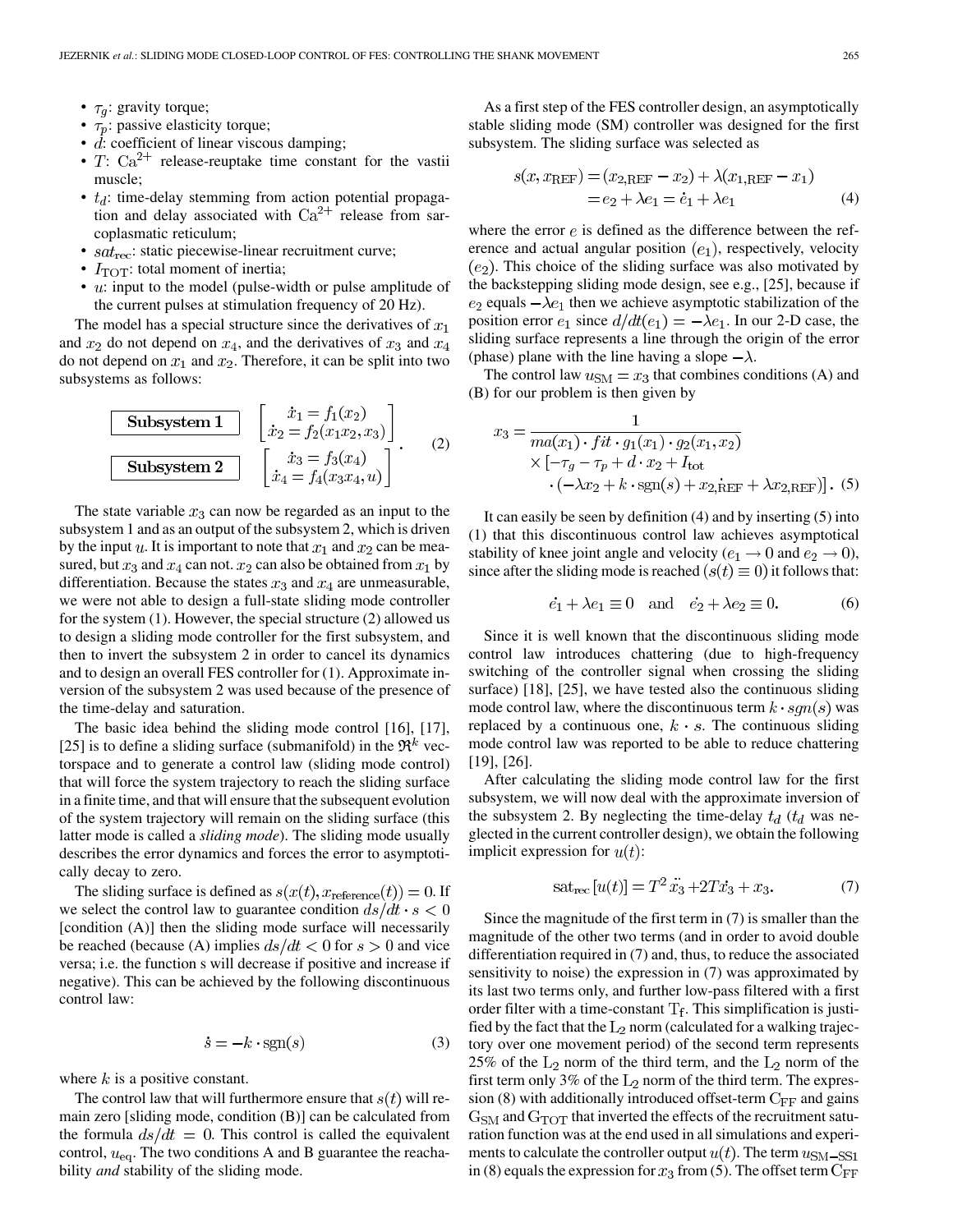- $\tau_g$: gravity torque;
- $\tau_p$: passive elasticity torque;
- $d$: coefficient of linear viscous damping;
- $T$: $Ca^{2+}$ release-reuptake time constant for the vastii muscle;
- $t_d$: time-delay stemming from action potential propagation and delay associated with $Ca^{2+}$ release from sarcoplasmatic reticulum;
- $sat_{\text{rec}}$: static piecewise-linear recruitment curve;
- $I_{\text{TOT}}$: total moment of inertia;
- $u$: input to the model (pulse-width or pulse amplitude of the current pulses at stimulation frequency of 20 Hz).

The model has a special structure since the derivatives of $x_1$ and $x_2$ do not depend on $x_4$, and the derivatives of $x_3$ and $x_4$ do not depend on $x_1$ and $x_2$. Therefore, it can be split into two subsystems as follows:

$$\boxed{\textbf{Subsystem 1}} \quad \begin{bmatrix} \dot{x}_1 = f_1(x_2) \\ \dot{x}_2 = f_2(x_1 x_2, x_3) \end{bmatrix}$$
$$\boxed{\textbf{Subsystem 2}} \quad \begin{bmatrix} \dot{x}_3 = f_3(x_4) \\ \dot{x}_4 = f_4(x_3 x_4, u) \end{bmatrix}. \tag{2}$$

The state variable $x_3$ can now be regarded as an input to the subsystem 1 and as an output of the subsystem 2, which is driven by the input $u$. It is important to note that $x_1$ and $x_2$ can be measured, but $x_3$ and $x_4$ can not. $x_2$ can also be obtained from $x_1$ by differentiation. Because the states $x_3$ and $x_4$ are unmeasurable, we were not able to design a full-state sliding mode controller for the system (1). However, the special structure (2) allowed us to design a sliding mode controller for the first subsystem, and then to invert the subsystem 2 in order to cancel its dynamics and to design an overall FES controller for (1). Approximate inversion of the subsystem 2 was used because of the presence of the time-delay and saturation.

The basic idea behind the sliding mode control [16], [17], [25] is to define a sliding surface (submanifold) in the $\Re^k$ vectorspace and to generate a control law (sliding mode control) that will force the system trajectory to reach the sliding surface in a finite time, and that will ensure that the subsequent evolution of the system trajectory will remain on the sliding surface (this latter mode is called a *sliding mode*). The sliding mode usually describes the error dynamics and forces the error to asymptotically decay to zero.

The sliding surface is defined as $s(x(t), x_{\text{reference}}(t)) = 0$. If we select the control law to guarantee condition $ds/dt \cdot s < 0$ [condition (A)] then the sliding mode surface will necessarily be reached (because (A) implies $ds/dt < 0$ for $s > 0$ and vice versa; i.e. the function s will decrease if positive and increase if negative). This can be achieved by the following discontinuous control law:

$$\dot{s} = -k \cdot \text{sgn}(s) \tag{3}$$

where $k$ is a positive constant.

The control law that will furthermore ensure that $s(t)$ will remain zero [sliding mode, condition (B)] can be calculated from the formula $ds/dt = 0$. This control is called the equivalent control, $u_{\text{eq}}$. The two conditions A and B guarantee the reachability *and* stability of the sliding mode.

As a first step of the FES controller design, an asymptotically stable sliding mode (SM) controller was designed for the first subsystem. The sliding surface was selected as

$$\begin{aligned} s(x, x_{\text{REF}}) &= (x_{2,\text{REF}} - x_2) + \lambda(x_{1,\text{REF}} - x_1) \\ &= e_2 + \lambda e_1 = \dot{e}_1 + \lambda e_1 \end{aligned} \tag{4}$$

where the error $e$ is defined as the difference between the reference and actual angular position $(e_1)$, respectively, velocity $(e_2)$. This choice of the sliding surface was also motivated by the backstepping sliding mode design, see e.g., [25], because if $e_2$ equals $-\lambda e_1$ then we achieve asymptotic stabilization of the position error $e_1$ since $d/dt(e_1) = -\lambda e_1$. In our 2-D case, the sliding surface represents a line through the origin of the error (phase) plane with the line having a slope $-\lambda$.

The control law $u_{\text{SM}} = x_3$ that combines conditions (A) and (B) for our problem is then given by

$$\begin{aligned} x_3 = &\frac{1}{ma(x_1) \cdot fit \cdot g_1(x_1) \cdot g_2(x_1, x_2)} \\ &\times [-\tau_g - \tau_p + d \cdot x_2 + I_{\text{tot}} \\ &\cdot (-\lambda x_2 + k \cdot \text{sgn}(s) + \dot{x}_{2,\text{REF}} + \lambda x_{2,\text{REF}})]. \end{aligned} \tag{5}$$

It can easily be seen by definition (4) and by inserting (5) into (1) that this discontinuous control law achieves asymptotical stability of knee joint angle and velocity ($e_1 \to 0$ and $e_2 \to 0$), since after the sliding mode is reached $(s(t) \equiv 0)$ it follows that:

$$\dot{e}_1 + \lambda e_1 \equiv 0 \quad \text{and} \quad \dot{e}_2 + \lambda e_2 \equiv 0. \tag{6}$$

Since it is well known that the discontinuous sliding mode control law introduces chattering (due to high-frequency switching of the controller signal when crossing the sliding surface) [18], [25], we have tested also the continuous sliding mode control law, where the discontinuous term $k \cdot sgn(s)$ was replaced by a continuous one, $k \cdot s$. The continuous sliding mode control law was reported to be able to reduce chattering [19], [26].

After calculating the sliding mode control law for the first subsystem, we will now deal with the approximate inversion of the subsystem 2. By neglecting the time-delay $t_d$ ($t_d$ was neglected in the current controller design), we obtain the following implicit expression for $u(t)$:

$$\text{sat}_{\text{rec}}[u(t)] = T^2 \ddot{x}_3 + 2T\dot{x}_3 + x_3. \tag{7}$$

Since the magnitude of the first term in (7) is smaller than the magnitude of the other two terms (and in order to avoid double differentiation required in (7) and, thus, to reduce the associated sensitivity to noise) the expression in (7) was approximated by its last two terms only, and further low-pass filtered with a first order filter with a time-constant $T_f$. This simplification is justified by the fact that the $L_2$ norm (calculated for a walking trajectory over one movement period) of the second term represents 25% of the $L_2$ norm of the third term, and the $L_2$ norm of the first term only 3% of the $L_2$ norm of the third term. The expression (8) with additionally introduced offset-term $C_{FF}$ and gains $G_{SM}$ and $G_{TOT}$ that inverted the effects of the recruitment saturation function was at the end used in all simulations and experiments to calculate the controller output $u(t)$. The term $u_{\text{SM-SS1}}$ in (8) equals the expression for $x_3$ from (5). The offset term $C_{FF}$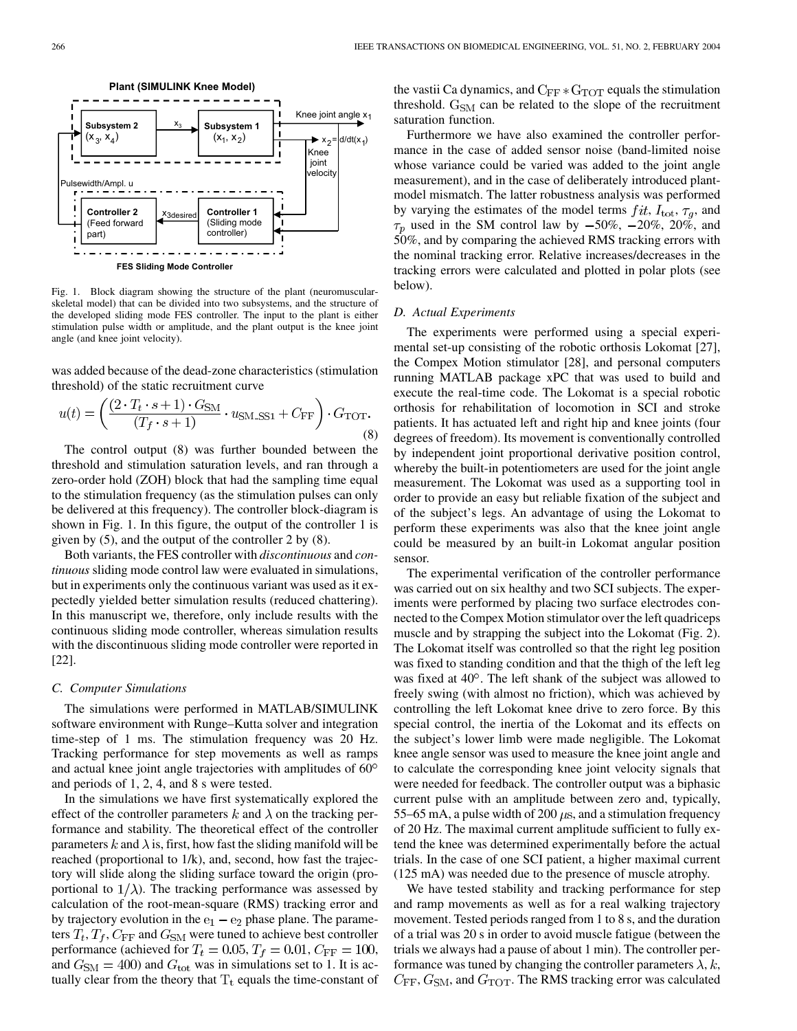Fig. 1. Block diagram showing the structure of the plant (neuromuscular-skeletal model) that can be divided into two subsystems, and the structure of the developed sliding mode FES controller. The input to the plant is either stimulation pulse width or amplitude, and the plant output is the knee joint angle (and knee joint velocity).

was added because of the dead-zone characteristics (stimulation threshold) of the static recruitment curve

$$u(t) = \left( \frac{(2 \cdot T_t \cdot s + 1) \cdot G_{\mathrm{SM}}}{(T_f \cdot s + 1)} \cdot u_{\mathrm{SM\_SS1}} + C_{\mathrm{FF}} \right) \cdot G_{\mathrm{TOT}}. \tag{8}$$

The control output (8) was further bounded between the threshold and stimulation saturation levels, and ran through a zero-order hold (ZOH) block that had the sampling time equal to the stimulation frequency (as the stimulation pulses can only be delivered at this frequency). The controller block-diagram is shown in Fig. 1. In this figure, the output of the controller 1 is given by (5), and the output of the controller 2 by (8).

Both variants, the FES controller with *discontinuous* and *continuous* sliding mode control law were evaluated in simulations, but in experiments only the continuous variant was used as it expectedly yielded better simulation results (reduced chattering). In this manuscript we, therefore, only include results with the continuous sliding mode controller, whereas simulation results with the discontinuous sliding mode controller were reported in [22].

### C. Computer Simulations

The simulations were performed in MATLAB/SIMULINK software environment with Runge–Kutta solver and integration time-step of 1 ms. The stimulation frequency was 20 Hz. Tracking performance for step movements as well as ramps and actual knee joint angle trajectories with amplitudes of 60° and periods of 1, 2, 4, and 8 s were tested.

In the simulations we have first systematically explored the effect of the controller parameters $k$ and $\lambda$ on the tracking performance and stability. The theoretical effect of the controller parameters $k$ and $\lambda$ is, first, how fast the sliding manifold will be reached (proportional to 1/k), and, second, how fast the trajectory will slide along the sliding surface toward the origin (proportional to $1/\lambda$). The tracking performance was assessed by calculation of the root-mean-square (RMS) tracking error and by trajectory evolution in the $e_1 - e_2$ phase plane. The parameters $T_t$, $T_f$, $C_{\mathrm{FF}}$ and $G_{\mathrm{SM}}$ were tuned to achieve best controller performance (achieved for $T_t = 0.05$, $T_f = 0.01$, $C_{\mathrm{FF}} = 100$, and $G_{\mathrm{SM}} = 400$) and $G_{\mathrm{tot}}$ was in simulations set to 1. It is actually clear from the theory that $T_t$ equals the time-constant of the vastii Ca dynamics, and $C_{\mathrm{FF}} * G_{\mathrm{TOT}}$ equals the stimulation threshold. $G_{\mathrm{SM}}$ can be related to the slope of the recruitment saturation function.

Furthermore we have also examined the controller performance in the case of added sensor noise (band-limited noise whose variance could be varied was added to the joint angle measurement), and in the case of deliberately introduced plant-model mismatch. The latter robustness analysis was performed by varying the estimates of the model terms $fit$, $I_{\mathrm{tot}}$, $\tau_g$, and $\tau_p$ used in the SM control law by $-50\%$, $-20\%$, $20\%$, and $50\%$, and by comparing the achieved RMS tracking errors with the nominal tracking error. Relative increases/decreases in the tracking errors were calculated and plotted in polar plots (see below).

### D. Actual Experiments

The experiments were performed using a special experimental set-up consisting of the robotic orthosis Lokomat [27], the Compex Motion stimulator [28], and personal computers running MATLAB package xPC that was used to build and execute the real-time code. The Lokomat is a special robotic orthosis for rehabilitation of locomotion in SCI and stroke patients. It has actuated left and right hip and knee joints (four degrees of freedom). Its movement is conventionally controlled by independent joint proportional derivative position control, whereby the built-in potentiometers are used for the joint angle measurement. The Lokomat was used as a supporting tool in order to provide an easy but reliable fixation of the subject and of the subject's legs. An advantage of using the Lokomat to perform these experiments was also that the knee joint angle could be measured by an built-in Lokomat angular position sensor.

The experimental verification of the controller performance was carried out on six healthy and two SCI subjects. The experiments were performed by placing two surface electrodes connected to the Compex Motion stimulator over the left quadriceps muscle and by strapping the subject into the Lokomat (Fig. 2). The Lokomat itself was controlled so that the right leg position was fixed to standing condition and that the thigh of the left leg was fixed at 40°. The left shank of the subject was allowed to freely swing (with almost no friction), which was achieved by controlling the left Lokomat knee drive to zero force. By this special control, the inertia of the Lokomat and its effects on the subject's lower limb were made negligible. The Lokomat knee angle sensor was used to measure the knee joint angle and to calculate the corresponding knee joint velocity signals that were needed for feedback. The controller output was a biphasic current pulse with an amplitude between zero and, typically, 55–65 mA, a pulse width of 200 $\mu$s, and a stimulation frequency of 20 Hz. The maximal current amplitude sufficient to fully extend the knee was determined experimentally before the actual trials. In the case of one SCI patient, a higher maximal current (125 mA) was needed due to the presence of muscle atrophy.

We have tested stability and tracking performance for step and ramp movements as well as for a real walking trajectory movement. Tested periods ranged from 1 to 8 s, and the duration of a trial was 20 s in order to avoid muscle fatigue (between the trials we always had a pause of about 1 min). The controller performance was tuned by changing the controller parameters $\lambda$, $k$, $C_{\mathrm{FF}}$, $G_{\mathrm{SM}}$, and $G_{\mathrm{TOT}}$. The RMS tracking error was calculated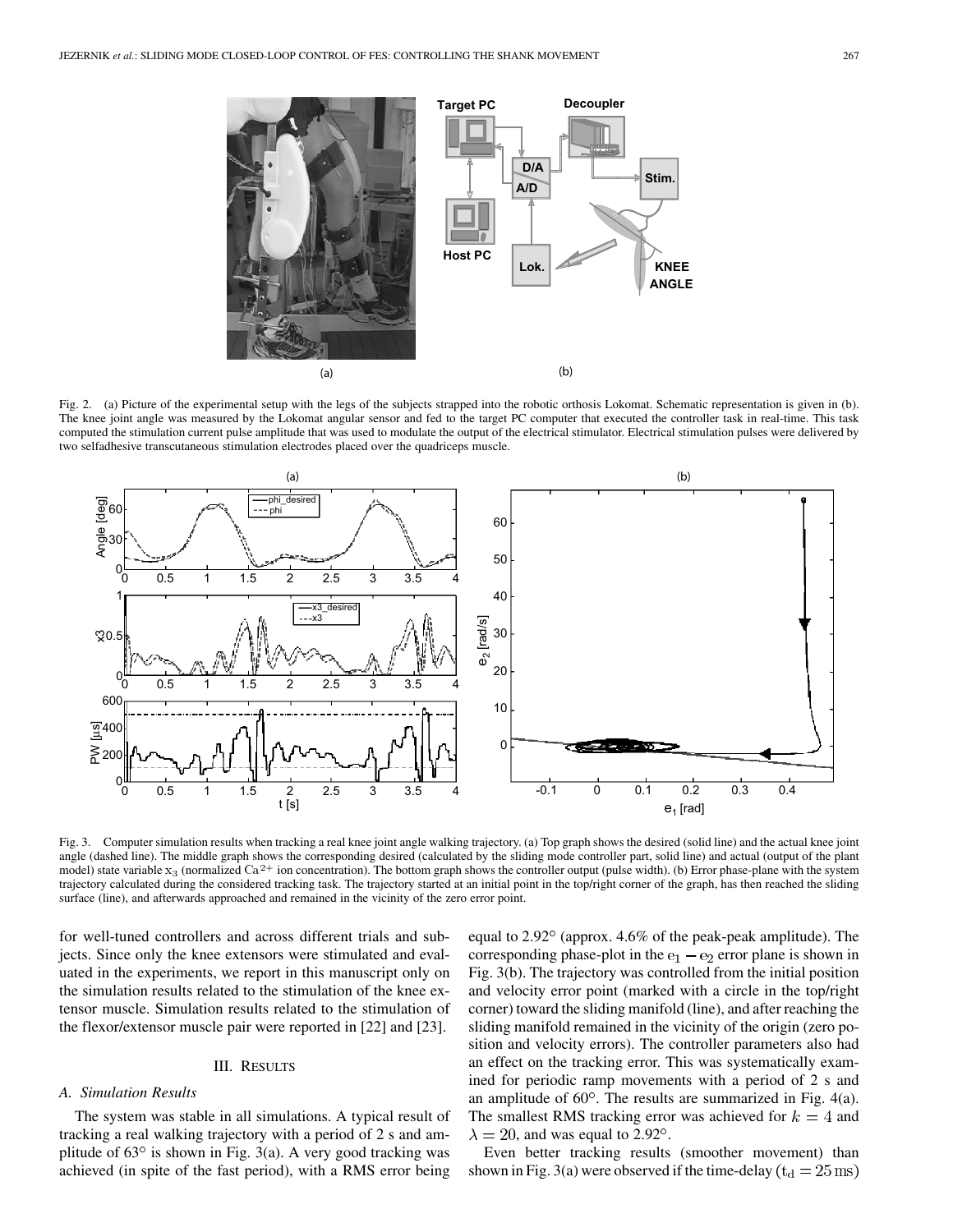Fig. 2. (a) Picture of the experimental setup with the legs of the subjects strapped into the robotic orthosis Lokomat. Schematic representation is given in (b). The knee joint angle was measured by the Lokomat angular sensor and fed to the target PC computer that executed the controller task in real-time. This task computed the stimulation current pulse amplitude that was used to modulate the output of the electrical stimulator. Electrical stimulation pulses were delivered by two selfadhesive transcutaneous stimulation electrodes placed over the quadriceps muscle.

Fig. 3. Computer simulation results when tracking a real knee joint angle walking trajectory. (a) Top graph shows the desired (solid line) and the actual knee joint angle (dashed line). The middle graph shows the corresponding desired (calculated by the sliding mode controller part, solid line) and actual (output of the plant model) state variable $x_3$ (normalized $Ca^{2+}$ ion concentration). The bottom graph shows the controller output (pulse width). (b) Error phase-plane with the system trajectory calculated during the considered tracking task. The trajectory started at an initial point in the top/right corner of the graph, has then reached the sliding surface (line), and afterwards approached and remained in the vicinity of the zero error point.

for well-tuned controllers and across different trials and subjects. Since only the knee extensors were stimulated and evaluated in the experiments, we report in this manuscript only on the simulation results related to the stimulation of the knee extensor muscle. Simulation results related to the stimulation of the flexor/extensor muscle pair were reported in [22] and [23].

## III. RESULTS

### A. Simulation Results

The system was stable in all simulations. A typical result of tracking a real walking trajectory with a period of 2 s and amplitude of 63° is shown in Fig. 3(a). A very good tracking was achieved (in spite of the fast period), with a RMS error being equal to 2.92° (approx. 4.6% of the peak-peak amplitude). The corresponding phase-plot in the $e_1 - e_2$ error plane is shown in Fig. 3(b). The trajectory was controlled from the initial position and velocity error point (marked with a circle in the top/right corner) toward the sliding manifold (line), and after reaching the sliding manifold remained in the vicinity of the origin (zero position and velocity errors). The controller parameters also had an effect on the tracking error. This was systematically examined for periodic ramp movements with a period of 2 s and an amplitude of 60°. The results are summarized in Fig. 4(a). The smallest RMS tracking error was achieved for $k = 4$ and $\lambda = 20$, and was equal to 2.92°.

Even better tracking results (smoother movement) than shown in Fig. 3(a) were observed if the time-delay ($t_d = 25\,\mathrm{ms}$)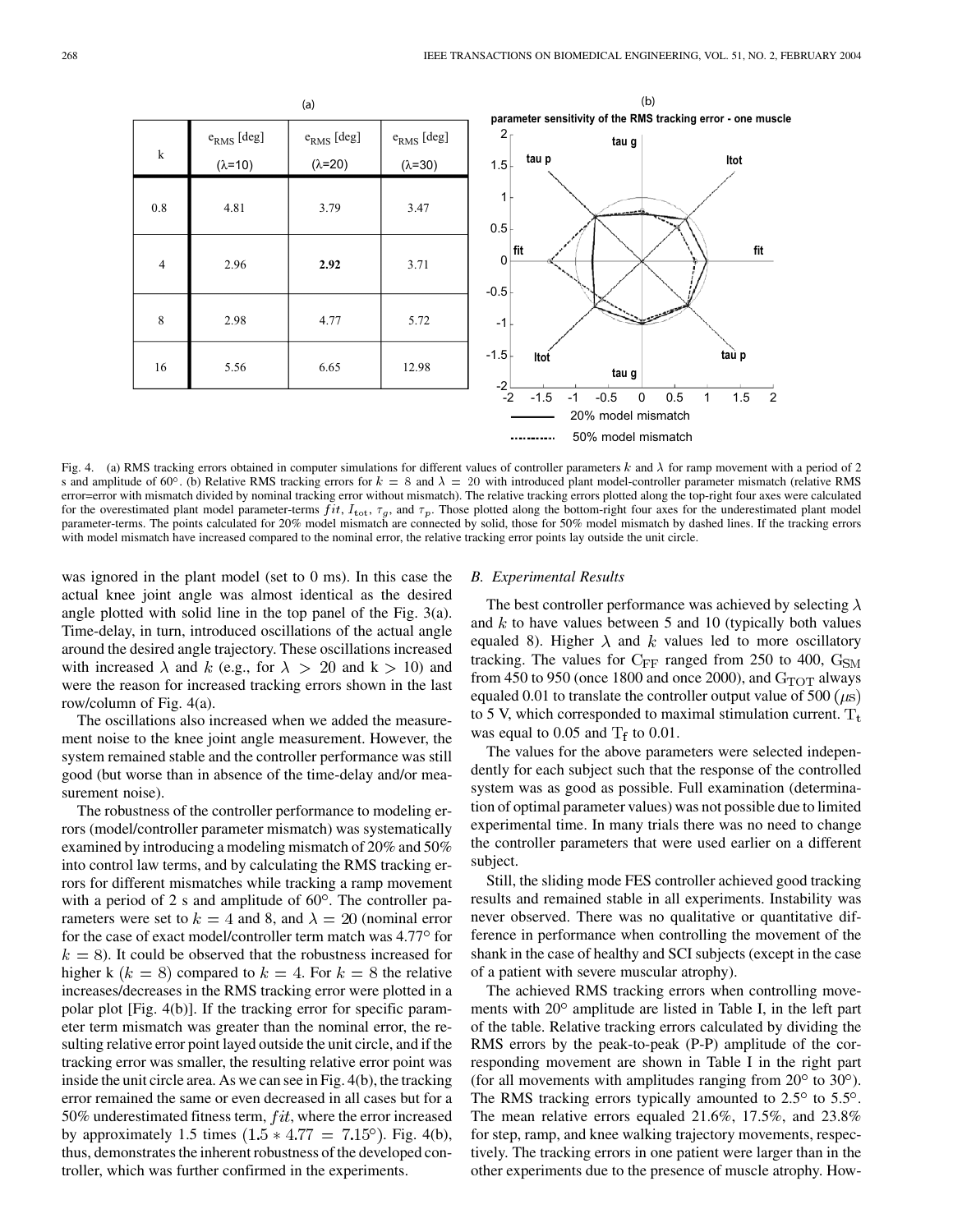(a)

| k | $e_{RMS}$ [deg] ($\lambda$=10) | $e_{RMS}$ [deg] ($\lambda$=20) | $e_{RMS}$ [deg] ($\lambda$=30) |
|---|---|---|---|
| 0.8 | 4.81 | 3.79 | 3.47 |
| 4 | 2.96 | **2.92** | 3.71 |
| 8 | 2.98 | 4.77 | 5.72 |
| 16 | 5.56 | 6.65 | 12.98 |

(b) parameter sensitivity of the RMS tracking error - one muscle

Fig. 4. (a) RMS tracking errors obtained in computer simulations for different values of controller parameters $k$ and $\lambda$ for ramp movement with a period of 2 s and amplitude of 60°. (b) Relative RMS tracking errors for $k = 8$ and $\lambda = 20$ with introduced plant model-controller parameter mismatch (relative RMS error=error with mismatch divided by nominal tracking error without mismatch). The relative tracking errors plotted along the top-right four axes were calculated for the overestimated plant model parameter-terms $fit$, $I_{\text{tot}}$, $\tau_g$, and $\tau_p$. Those plotted along the bottom-right four axes for the underestimated plant model parameter-terms. The points calculated for 20% model mismatch are connected by solid, those for 50% model mismatch by dashed lines. If the tracking errors with model mismatch have increased compared to the nominal error, the relative tracking error points lay outside the unit circle.

was ignored in the plant model (set to 0 ms). In this case the actual knee joint angle was almost identical as the desired angle plotted with solid line in the top panel of the Fig. 3(a). Time-delay, in turn, introduced oscillations of the actual angle around the desired angle trajectory. These oscillations increased with increased $\lambda$ and $k$ (e.g., for $\lambda > 20$ and k > 10) and were the reason for increased tracking errors shown in the last row/column of Fig. 4(a).

The oscillations also increased when we added the measurement noise to the knee joint angle measurement. However, the system remained stable and the controller performance was still good (but worse than in absence of the time-delay and/or measurement noise).

The robustness of the controller performance to modeling errors (model/controller parameter mismatch) was systematically examined by introducing a modeling mismatch of 20% and 50% into control law terms, and by calculating the RMS tracking errors for different mismatches while tracking a ramp movement with a period of 2 s and amplitude of 60°. The controller parameters were set to $k = 4$ and 8, and $\lambda = 20$ (nominal error for the case of exact model/controller term match was 4.77° for $k = 8$). It could be observed that the robustness increased for higher k ($k = 8$) compared to $k = 4$. For $k = 8$ the relative increases/decreases in the RMS tracking error were plotted in a polar plot [Fig. 4(b)]. If the tracking error for specific parameter term mismatch was greater than the nominal error, the resulting relative error point layed outside the unit circle, and if the tracking error was smaller, the resulting relative error point was inside the unit circle area. As we can see in Fig. 4(b), the tracking error remained the same or even decreased in all cases but for a 50% underestimated fitness term, $fit$, where the error increased by approximately 1.5 times ($1.5 * 4.77 = 7.15°$). Fig. 4(b), thus, demonstrates the inherent robustness of the developed controller, which was further confirmed in the experiments.

### B. Experimental Results

The best controller performance was achieved by selecting $\lambda$ and $k$ to have values between 5 and 10 (typically both values equaled 8). Higher $\lambda$ and $k$ values led to more oscillatory tracking. The values for $C_{FF}$ ranged from 250 to 400, $G_{SM}$ from 450 to 950 (once 1800 and once 2000), and $G_{TOT}$ always equaled 0.01 to translate the controller output value of 500 ($\mu$s) to 5 V, which corresponded to maximal stimulation current. $T_t$ was equal to 0.05 and $T_f$ to 0.01.

The values for the above parameters were selected independently for each subject such that the response of the controlled system was as good as possible. Full examination (determination of optimal parameter values) was not possible due to limited experimental time. In many trials there was no need to change the controller parameters that were used earlier on a different subject.

Still, the sliding mode FES controller achieved good tracking results and remained stable in all experiments. Instability was never observed. There was no qualitative or quantitative difference in performance when controlling the movement of the shank in the case of healthy and SCI subjects (except in the case of a patient with severe muscular atrophy).

The achieved RMS tracking errors when controlling movements with 20° amplitude are listed in Table I, in the left part of the table. Relative tracking errors calculated by dividing the RMS errors by the peak-to-peak (P-P) amplitude of the corresponding movement are shown in Table I in the right part (for all movements with amplitudes ranging from 20° to 30°). The RMS tracking errors typically amounted to 2.5° to 5.5°. The mean relative errors equaled 21.6%, 17.5%, and 23.8% for step, ramp, and knee walking trajectory movements, respectively. The tracking errors in one patient were larger than in the other experiments due to the presence of muscle atrophy. How-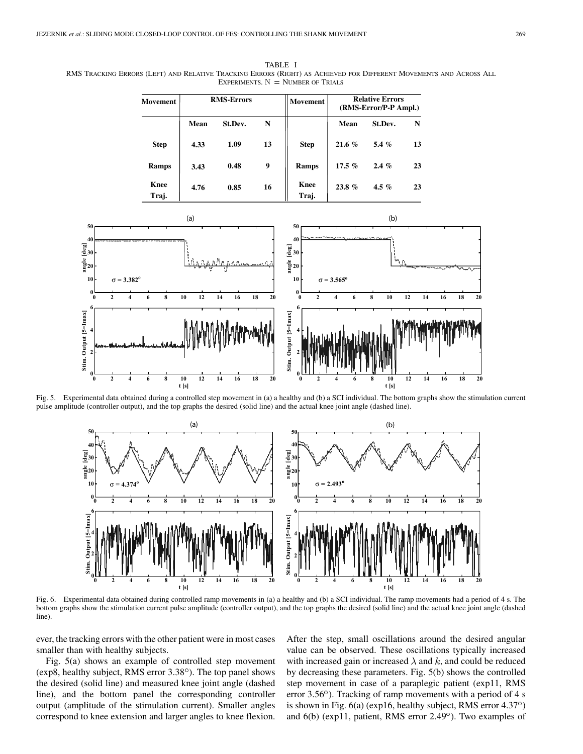TABLE I
RMS Tracking Errors (Left) and Relative Tracking Errors (Right) as Achieved for Different Movements and Across All Experiments. N = Number of Trials

| Movement | RMS-Errors | | | Movement | Relative Errors (RMS-Error/P-P Ampl.) | | |
|---|---|---|---|---|---|---|---|
| | Mean | St.Dev. | N | | Mean | St.Dev. | N |
| **Step** | **4.33** | **1.09** | **13** | **Step** | **21.6 %** | **5.4 %** | **13** |
| **Ramps** | **3.43** | **0.48** | **9** | **Ramps** | **17.5 %** | **2.4 %** | **23** |
| **Knee Traj.** | **4.76** | **0.85** | **16** | **Knee Traj.** | **23.8 %** | **4.5 %** | **23** |

Fig. 5. Experimental data obtained during a controlled step movement in (a) a healthy and (b) a SCI individual. The bottom graphs show the stimulation current pulse amplitude (controller output), and the top graphs the desired (solid line) and the actual knee joint angle (dashed line).

Fig. 6. Experimental data obtained during controlled ramp movements in (a) a healthy and (b) a SCI individual. The ramp movements had a period of 4 s. The bottom graphs show the stimulation current pulse amplitude (controller output), and the top graphs the desired (solid line) and the actual knee joint angle (dashed line).

ever, the tracking errors with the other patient were in most cases smaller than with healthy subjects.

Fig. 5(a) shows an example of controlled step movement (exp8, healthy subject, RMS error 3.38°). The top panel shows the desired (solid line) and measured knee joint angle (dashed line), and the bottom panel the corresponding controller output (amplitude of the stimulation current). Smaller angles correspond to knee extension and larger angles to knee flexion. After the step, small oscillations around the desired angular value can be observed. These oscillations typically increased with increased gain or increased $\lambda$ and $k$, and could be reduced by decreasing these parameters. Fig. 5(b) shows the controlled step movement in case of a paraplegic patient (exp11, RMS error 3.56°). Tracking of ramp movements with a period of 4 s is shown in Fig. 6(a) (exp16, healthy subject, RMS error 4.37°) and 6(b) (exp11, patient, RMS error 2.49°). Two examples of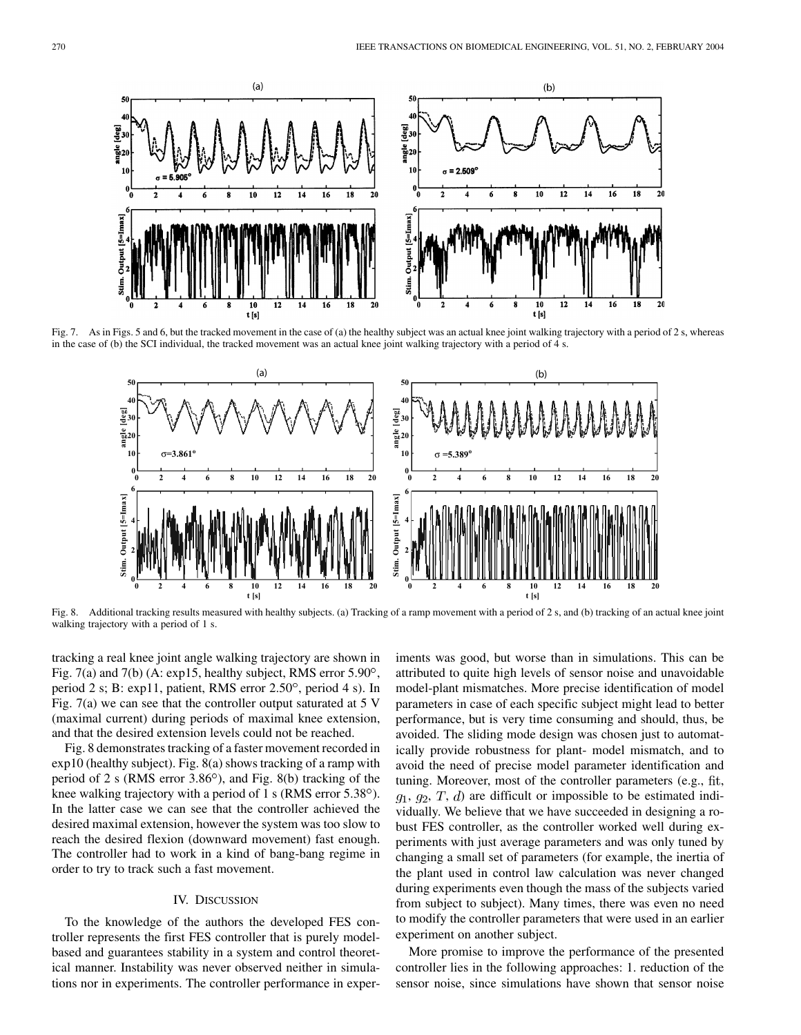Fig. 7. As in Figs. 5 and 6, but the tracked movement in the case of (a) the healthy subject was an actual knee joint walking trajectory with a period of 2 s, whereas in the case of (b) the SCI individual, the tracked movement was an actual knee joint walking trajectory with a period of 4 s.

Fig. 8. Additional tracking results measured with healthy subjects. (a) Tracking of a ramp movement with a period of 2 s, and (b) tracking of an actual knee joint walking trajectory with a period of 1 s.

tracking a real knee joint angle walking trajectory are shown in Fig. 7(a) and 7(b) (A: exp15, healthy subject, RMS error 5.90°, period 2 s; B: exp11, patient, RMS error 2.50°, period 4 s). In Fig. 7(a) we can see that the controller output saturated at 5 V (maximal current) during periods of maximal knee extension, and that the desired extension levels could not be reached.

Fig. 8 demonstrates tracking of a faster movement recorded in exp10 (healthy subject). Fig. 8(a) shows tracking of a ramp with period of 2 s (RMS error 3.86°), and Fig. 8(b) tracking of the knee walking trajectory with a period of 1 s (RMS error 5.38°). In the latter case we can see that the controller achieved the desired maximal extension, however the system was too slow to reach the desired flexion (downward movement) fast enough. The controller had to work in a kind of bang-bang regime in order to try to track such a fast movement.

## IV. Discussion

To the knowledge of the authors the developed FES controller represents the first FES controller that is purely model-based and guarantees stability in a system and control theoretical manner. Instability was never observed neither in simulations nor in experiments. The controller performance in experiments was good, but worse than in simulations. This can be attributed to quite high levels of sensor noise and unavoidable model-plant mismatches. More precise identification of model parameters in case of each specific subject might lead to better performance, but is very time consuming and should, thus, be avoided. The sliding mode design was chosen just to automatically provide robustness for plant- model mismatch, and to avoid the need of precise model parameter identification and tuning. Moreover, most of the controller parameters (e.g., fit, $g_1$, $g_2$, $T$, $d$) are difficult or impossible to be estimated individually. We believe that we have succeeded in designing a robust FES controller, as the controller worked well during experiments with just average parameters and was only tuned by changing a small set of parameters (for example, the inertia of the plant used in control law calculation was never changed during experiments even though the mass of the subjects varied from subject to subject). Many times, there was even no need to modify the controller parameters that were used in an earlier experiment on another subject.

More promise to improve the performance of the presented controller lies in the following approaches: 1. reduction of the sensor noise, since simulations have shown that sensor noise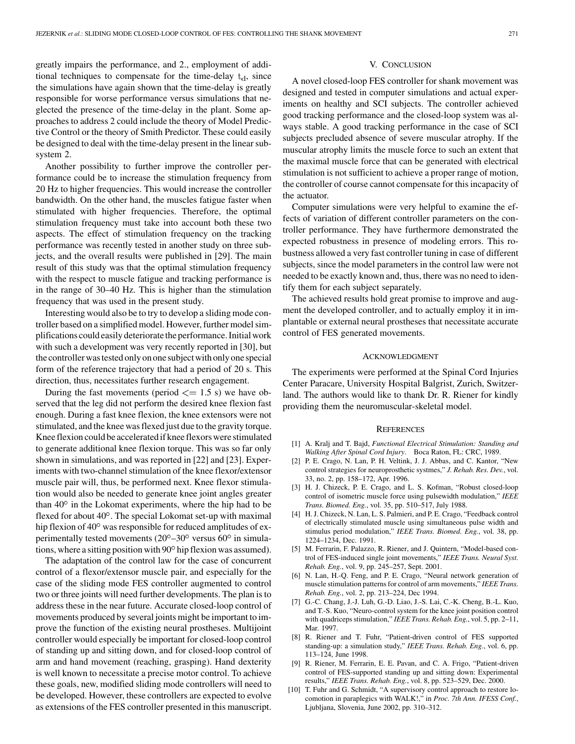greatly impairs the performance, and 2., employment of additional techniques to compensate for the time-delay $t_d$, since the simulations have again shown that the time-delay is greatly responsible for worse performance versus simulations that neglected the presence of the time-delay in the plant. Some approaches to address 2 could include the theory of Model Predictive Control or the theory of Smith Predictor. These could easily be designed to deal with the time-delay present in the linear subsystem 2.

Another possibility to further improve the controller performance could be to increase the stimulation frequency from 20 Hz to higher frequencies. This would increase the controller bandwidth. On the other hand, the muscles fatigue faster when stimulated with higher frequencies. Therefore, the optimal stimulation frequency must take into account both these two aspects. The effect of stimulation frequency on the tracking performance was recently tested in another study on three subjects, and the overall results were published in [29]. The main result of this study was that the optimal stimulation frequency with the respect to muscle fatigue and tracking performance is in the range of 30–40 Hz. This is higher than the stimulation frequency that was used in the present study.

Interesting would also be to try to develop a sliding mode controller based on a simplified model. However, further model simplifications could easily deteriorate the performance. Initial work with such a development was very recently reported in [30], but the controller was tested only on one subject with only one special form of the reference trajectory that had a period of 20 s. This direction, thus, necessitates further research engagement.

During the fast movements (period $<= 1.5$ s) we have observed that the leg did not perform the desired knee flexion fast enough. During a fast knee flexion, the knee extensors were not stimulated, and the knee was flexed just due to the gravity torque. Knee flexion could be accelerated if knee flexors were stimulated to generate additional knee flexion torque. This was so far only shown in simulations, and was reported in [22] and [23]. Experiments with two-channel stimulation of the knee flexor/extensor muscle pair will, thus, be performed next. Knee flexor stimulation would also be needed to generate knee joint angles greater than 40° in the Lokomat experiments, where the hip had to be flexed for about 40°. The special Lokomat set-up with maximal hip flexion of 40° was responsible for reduced amplitudes of experimentally tested movements (20°–30° versus 60° in simulations, where a sitting position with 90° hip flexion was assumed).

The adaptation of the control law for the case of concurrent control of a flexor/extensor muscle pair, and especially for the case of the sliding mode FES controller augmented to control two or three joints will need further developments. The plan is to address these in the near future. Accurate closed-loop control of movements produced by several joints might be important to improve the function of the existing neural prostheses. Multijoint controller would especially be important for closed-loop control of standing up and sitting down, and for closed-loop control of arm and hand movement (reaching, grasping). Hand dexterity is well known to necessitate a precise motor control. To achieve these goals, new, modified sliding mode controllers will need to be developed. However, these controllers are expected to evolve as extensions of the FES controller presented in this manuscript.

## V. Conclusion

A novel closed-loop FES controller for shank movement was designed and tested in computer simulations and actual experiments on healthy and SCI subjects. The controller achieved good tracking performance and the closed-loop system was always stable. A good tracking performance in the case of SCI subjects precluded absence of severe muscular atrophy. If the muscular atrophy limits the muscle force to such an extent that the maximal muscle force that can be generated with electrical stimulation is not sufficient to achieve a proper range of motion, the controller of course cannot compensate for this incapacity of the actuator.

Computer simulations were very helpful to examine the effects of variation of different controller parameters on the controller performance. They have furthermore demonstrated the expected robustness in presence of modeling errors. This robustness allowed a very fast controller tuning in case of different subjects, since the model parameters in the control law were not needed to be exactly known and, thus, there was no need to identify them for each subject separately.

The achieved results hold great promise to improve and augment the developed controller, and to actually employ it in implantable or external neural prostheses that necessitate accurate control of FES generated movements.

## Acknowledgment

The experiments were performed at the Spinal Cord Injuries Center Paracare, University Hospital Balgrist, Zurich, Switzerland. The authors would like to thank Dr. R. Riener for kindly providing them the neuromuscular-skeletal model.

## References

[1] A. Kralj and T. Bajd, *Functional Electrical Stimulation: Standing and Walking After Spinal Cord Injury*. Boca Raton, FL: CRC, 1989.

[2] P. E. Crago, N. Lan, P. H. Veltink, J. J. Abbas, and C. Kantor, "New control strategies for neuroprosthetic systmes," *J. Rehab. Res. Dev.*, vol. 33, no. 2, pp. 158–172, Apr. 1996.

[3] H. J. Chizeck, P. E. Crago, and L. S. Kofman, "Robust closed-loop control of isometric muscle force using pulsewidth modulation," *IEEE Trans. Biomed. Eng.*, vol. 35, pp. 510–517, July 1988.

[4] H. J. Chizeck, N. Lan, L. S. Palmieri, and P. E. Crago, "Feedback control of electrically stimulated muscle using simultaneous pulse width and stimulus period modulation," *IEEE Trans. Biomed. Eng.*, vol. 38, pp. 1224–1234, Dec. 1991.

[5] M. Ferrarin, F. Palazzo, R. Riener, and J. Quintern, "Model-based control of FES-induced single joint movements," *IEEE Trans. Neural Syst. Rehab. Eng.*, vol. 9, pp. 245–257, Sept. 2001.

[6] N. Lan, H.-Q. Feng, and P. E. Crago, "Neural network generation of muscle stimulation patterns for control of arm movements," *IEEE Trans. Rehab. Eng.*, vol. 2, pp. 213–224, Dec 1994.

[7] G.-C. Chang, J.-J. Luh, G.-D. Liao, J.-S. Lai, C.-K. Cheng, B.-L. Kuo, and T.-S. Kuo, "Neuro-control system for the knee joint position control with quadriceps stimulation," *IEEE Trans. Rehab. Eng.*, vol. 5, pp. 2–11, Mar. 1997.

[8] R. Riener and T. Fuhr, "Patient-driven control of FES supported standing-up: a simulation study," *IEEE Trans. Rehab. Eng.*, vol. 6, pp. 113–124, June 1998.

[9] R. Riener, M. Ferrarin, E. E. Pavan, and C. A. Frigo, "Patient-driven control of FES-supported standing up and sitting down: Experimental results," *IEEE Trans. Rehab. Eng.*, vol. 8, pp. 523–529, Dec. 2000.

[10] T. Fuhr and G. Schmidt, "A supervisory control approach to restore locomotion in paraplegics with WALK!," in *Proc. 7th Ann. IFESS Conf.*, Ljubljana, Slovenia, June 2002, pp. 310–312.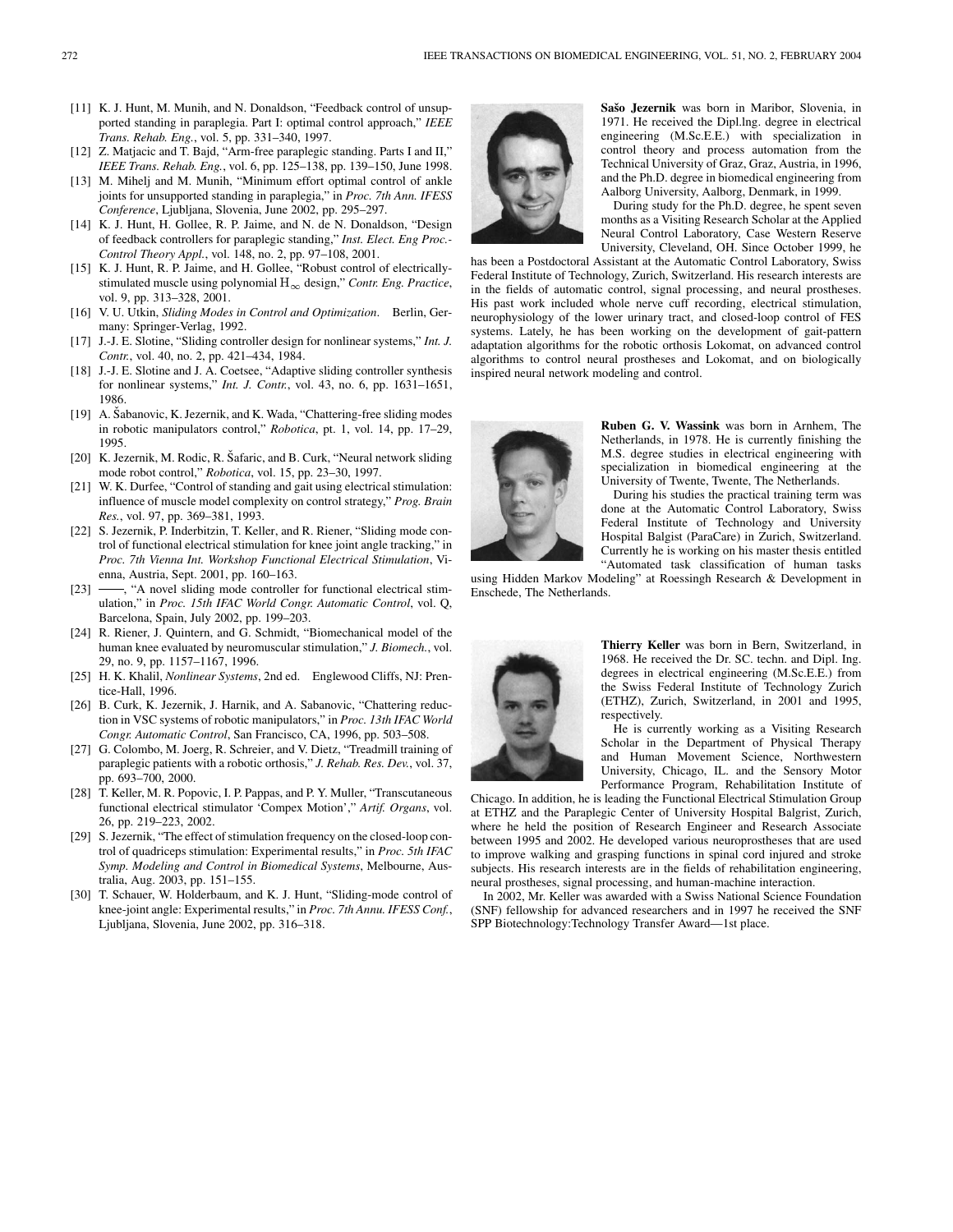[11] K. J. Hunt, M. Munih, and N. Donaldson, "Feedback control of unsupported standing in paraplegia. Part I: optimal control approach," *IEEE Trans. Rehab. Eng.*, vol. 5, pp. 331–340, 1997.

[12] Z. Matjacic and T. Bajd, "Arm-free paraplegic standing. Parts I and II," *IEEE Trans. Rehab. Eng.*, vol. 6, pp. 125–138, pp. 139–150, June 1998.

[13] M. Mihelj and M. Munih, "Minimum effort optimal control of ankle joints for unsupported standing in paraplegia," in *Proc. 7th Ann. IFESS Conference*, Ljubljana, Slovenia, June 2002, pp. 295–297.

[14] K. J. Hunt, H. Gollee, R. P. Jaime, and N. de N. Donaldson, "Design of feedback controllers for paraplegic standing," *Inst. Elect. Eng Proc.-Control Theory Appl.*, vol. 148, no. 2, pp. 97–108, 2001.

[15] K. J. Hunt, R. P. Jaime, and H. Gollee, "Robust control of electrically-stimulated muscle using polynomial $H_\infty$ design," *Contr. Eng. Practice*, vol. 9, pp. 313–328, 2001.

[16] V. U. Utkin, *Sliding Modes in Control and Optimization*. Berlin, Germany: Springer-Verlag, 1992.

[17] J.-J. E. Slotine, "Sliding controller design for nonlinear systems," *Int. J. Contr.*, vol. 40, no. 2, pp. 421–434, 1984.

[18] J.-J. E. Slotine and J. A. Coetsee, "Adaptive sliding controller synthesis for nonlinear systems," *Int. J. Contr.*, vol. 43, no. 6, pp. 1631–1651, 1986.

[19] A. Šabanovic, K. Jezernik, and K. Wada, "Chattering-free sliding modes in robotic manipulators control," *Robotica*, pt. 1, vol. 14, pp. 17–29, 1995.

[20] K. Jezernik, M. Rodic, R. Šafaric, and B. Curk, "Neural network sliding mode robot control," *Robotica*, vol. 15, pp. 23–30, 1997.

[21] W. K. Durfee, "Control of standing and gait using electrical stimulation: influence of muscle model complexity on control strategy," *Prog. Brain Res.*, vol. 97, pp. 369–381, 1993.

[22] S. Jezernik, P. Inderbitzin, T. Keller, and R. Riener, "Sliding mode control of functional electrical stimulation for knee joint angle tracking," in *Proc. 7th Vienna Int. Workshop Functional Electrical Stimulation*, Vienna, Austria, Sept. 2001, pp. 160–163.

[23] ——, "A novel sliding mode controller for functional electrical stimulation," in *Proc. 15th IFAC World Congr. Automatic Control*, vol. Q, Barcelona, Spain, July 2002, pp. 199–203.

[24] R. Riener, J. Quintern, and G. Schmidt, "Biomechanical model of the human knee evaluated by neuromuscular stimulation," *J. Biomech.*, vol. 29, no. 9, pp. 1157–1167, 1996.

[25] H. K. Khalil, *Nonlinear Systems*, 2nd ed. Englewood Cliffs, NJ: Prentice-Hall, 1996.

[26] B. Curk, K. Jezernik, J. Harnik, and A. Sabanovic, "Chattering reduction in VSC systems of robotic manipulators," in *Proc. 13th IFAC World Congr. Automatic Control*, San Francisco, CA, 1996, pp. 503–508.

[27] G. Colombo, M. Joerg, R. Schreier, and V. Dietz, "Treadmill training of paraplegic patients with a robotic orthosis," *J. Rehab. Res. Dev.*, vol. 37, pp. 693–700, 2000.

[28] T. Keller, M. R. Popovic, I. P. Pappas, and P. Y. Muller, "Transcutaneous functional electrical stimulator 'Compex Motion'," *Artif. Organs*, vol. 26, pp. 219–223, 2002.

[29] S. Jezernik, "The effect of stimulation frequency on the closed-loop control of quadriceps stimulation: Experimental results," in *Proc. 5th IFAC Symp. Modeling and Control in Biomedical Systems*, Melbourne, Australia, Aug. 2003, pp. 151–155.

[30] T. Schauer, W. Holderbaum, and K. J. Hunt, "Sliding-mode control of knee-joint angle: Experimental results," in *Proc. 7th Annu. IFESS Conf.*, Ljubljana, Slovenia, June 2002, pp. 316–318.

**Sašo Jezernik** was born in Maribor, Slovenia, in 1971. He received the Dipl.Ing. degree in electrical engineering (M.Sc.E.E.) with specialization in control theory and process automation from the Technical University of Graz, Graz, Austria, in 1996, and the Ph.D. degree in biomedical engineering from Aalborg University, Aalborg, Denmark, in 1999.

During study for the Ph.D. degree, he spent seven months as a Visiting Research Scholar at the Applied Neural Control Laboratory, Case Western Reserve University, Cleveland, OH. Since October 1999, he has been a Postdoctoral Assistant at the Automatic Control Laboratory, Swiss Federal Institute of Technology, Zurich, Switzerland. His research interests are in the fields of automatic control, signal processing, and neural prostheses. His past work included whole nerve cuff recording, electrical stimulation, neurophysiology of the lower urinary tract, and closed-loop control of FES systems. Lately, he has been working on the development of gait-pattern adaptation algorithms for the robotic orthosis Lokomat, on advanced control algorithms to control neural prostheses and Lokomat, and on biologically inspired neural network modeling and control.

**Ruben G. V. Wassink** was born in Arnhem, The Netherlands, in 1978. He is currently finishing the M.S. degree studies in electrical engineering with specialization in biomedical engineering at the University of Twente, Twente, The Netherlands.

During his studies the practical training term was done at the Automatic Control Laboratory, Swiss Federal Institute of Technology and University Hospital Balgist (ParaCare) in Zurich, Switzerland. Currently he is working on his master thesis entitled "Automated task classification of human tasks using Hidden Markov Modeling" at Roessingh Research & Development in Enschede, The Netherlands.

**Thierry Keller** was born in Bern, Switzerland, in 1968. He received the Dr. SC. techn. and Dipl. Ing. degrees in electrical engineering (M.Sc.E.E.) from the Swiss Federal Institute of Technology Zurich (ETHZ), Zurich, Switzerland, in 2001 and 1995, respectively.

He is currently working as a Visiting Research Scholar in the Department of Physical Therapy and Human Movement Science, Northwestern University, Chicago, IL. and the Sensory Motor Performance Program, Rehabilitation Institute of Chicago. In addition, he is leading the Functional Electrical Stimulation Group at ETHZ and the Paraplegic Center of University Hospital Balgrist, Zurich, where he held the position of Research Engineer and Research Associate between 1995 and 2002. He developed various neuroprostheses that are used to improve walking and grasping functions in spinal cord injured and stroke subjects. His research interests are in the fields of rehabilitation engineering, neural prostheses, signal processing, and human-machine interaction.

In 2002, Mr. Keller was awarded with a Swiss National Science Foundation (SNF) fellowship for advanced researchers and in 1997 he received the SNF SPP Biotechnology:Technology Transfer Award—1st place.